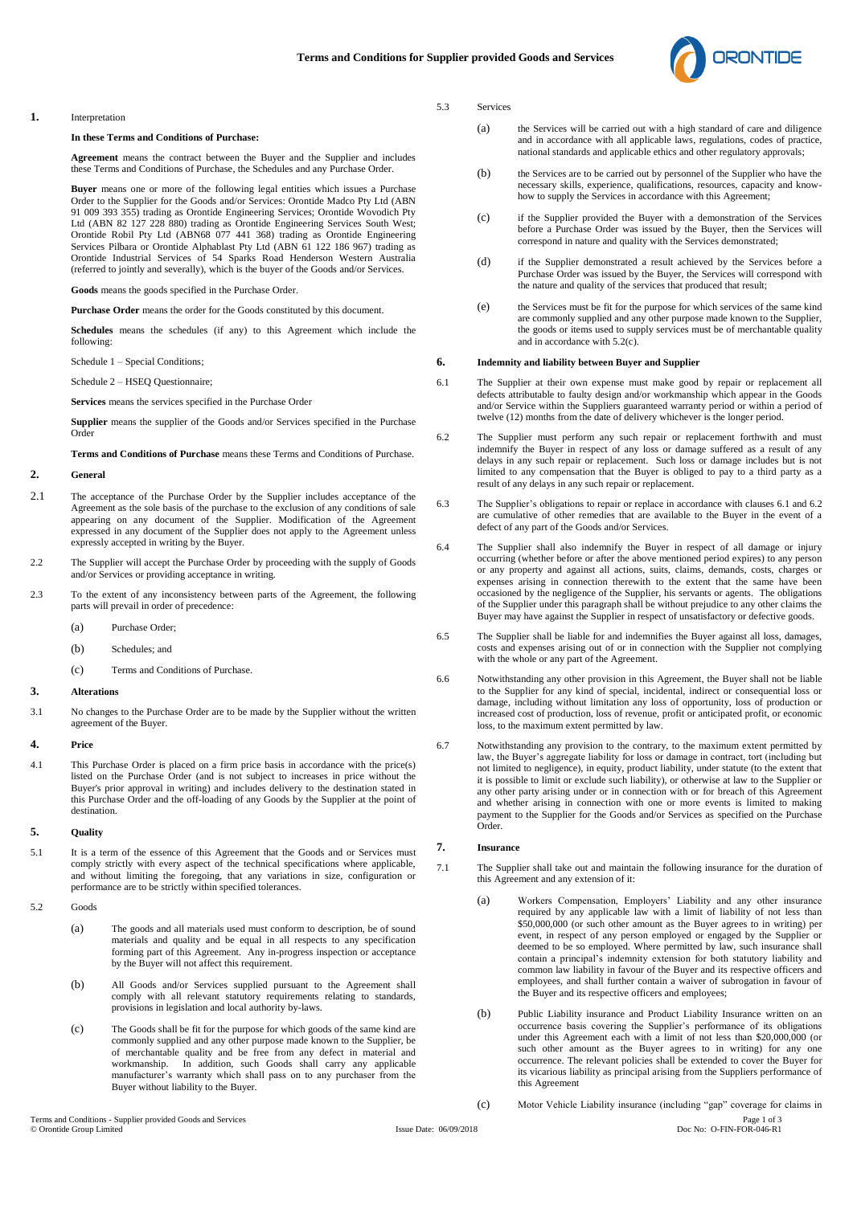# Terms and Conditions for Supplier provided Goods and Services

## 1. Interpretation

**In these Terms and Conditions of Purchase:**

**Agreement** means the contract between the Buyer and the Supplier and includes these Terms and Conditions of Purchase, the Schedules and any Purchase Order.

**Buyer** means one or more of the following legal entities which issues a Purchase Order to the Supplier for the Goods and/or Services: Orontide Madco Pty Ltd (ABN 91 009 393 355) trading as Orontide Engineering Services; Orontide Wovodich Pty Ltd (ABN 82 127 228 880) trading as Orontide Engineering Services South West; Orontide Robil Pty Ltd (ABN68 077 441 368) trading as Orontide Engineering Services Pilbara or Orontide Alphablast Pty Ltd (ABN 61 122 186 967) trading as Orontide Industrial Services of 54 Sparks Road Henderson Western Australia (referred to jointly and severally), which is the buyer of the Goods and/or Services.

**Goods** means the goods specified in the Purchase Order.

**Purchase Order** means the order for the Goods constituted by this document.

**Schedules** means the schedules (if any) to this Agreement which include the following:

Schedule 1 – Special Conditions;

Schedule 2 – HSEQ Questionnaire;

**Services** means the services specified in the Purchase Order

**Supplier** means the supplier of the Goods and/or Services specified in the Purchase Order

**Terms and Conditions of Purchase** means these Terms and Conditions of Purchase.

## 2. General

2.1 The acceptance of the Purchase Order by the Supplier includes acceptance of the Agreement as the sole basis of the purchase to the exclusion of any conditions of sale appearing on any document of the Supplier. Modification of the Agreement expressed in any document of the Supplier does not apply to the Agreement unless expressly accepted in writing by the Buyer.

2.2 The Supplier will accept the Purchase Order by proceeding with the supply of Goods and/or Services or providing acceptance in writing.

2.3 To the extent of any inconsistency between parts of the Agreement, the following parts will prevail in order of precedence:

(a) Purchase Order;

(b) Schedules; and

(c) Terms and Conditions of Purchase.

## 3. Alterations

3.1 No changes to the Purchase Order are to be made by the Supplier without the written agreement of the Buyer.

## 4. Price

4.1 This Purchase Order is placed on a firm price basis in accordance with the price(s) listed on the Purchase Order (and is not subject to increases in price without the Buyer's prior approval in writing) and includes delivery to the destination stated in this Purchase Order and the off-loading of any Goods by the Supplier at the point of destination.

## 5. Quality

5.1 It is a term of the essence of this Agreement that the Goods and or Services must comply strictly with every aspect of the technical specifications where applicable, and without limiting the foregoing, that any variations in size, configuration or performance are to be strictly within specified tolerances.

5.2 Goods

(a) The goods and all materials used must conform to description, be of sound materials and quality and be equal in all respects to any specification forming part of this Agreement. Any in-progress inspection or acceptance by the Buyer will not affect this requirement.

(b) All Goods and/or Services supplied pursuant to the Agreement shall comply with all relevant statutory requirements relating to standards, provisions in legislation and local authority by-laws.

(c) The Goods shall be fit for the purpose for which goods of the same kind are commonly supplied and any other purpose made known to the Supplier, be of merchantable quality and be free from any defect in material and workmanship. In addition, such Goods shall carry any applicable manufacturer's warranty which shall pass on to any purchaser from the Buyer without liability to the Buyer.

5.3 Services

(a) the Services will be carried out with a high standard of care and diligence and in accordance with all applicable laws, regulations, codes of practice, national standards and applicable ethics and other regulatory approvals;

(b) the Services are to be carried out by personnel of the Supplier who have the necessary skills, experience, qualifications, resources, capacity and know-how to supply the Services in accordance with this Agreement;

(c) if the Supplier provided the Buyer with a demonstration of the Services before a Purchase Order was issued by the Buyer, then the Services will correspond in nature and quality with the Services demonstrated;

(d) if the Supplier demonstrated a result achieved by the Services before a Purchase Order was issued by the Buyer, the Services will correspond with the nature and quality of the services that produced that result;

(e) the Services must be fit for the purpose for which services of the same kind are commonly supplied and any other purpose made known to the Supplier, the goods or items used to supply services must be of merchantable quality and in accordance with 5.2(c).

## 6. Indemnity and liability between Buyer and Supplier

6.1 The Supplier at their own expense must make good by repair or replacement all defects attributable to faulty design and/or workmanship which appear in the Goods and/or Service within the Suppliers guaranteed warranty period or within a period of twelve (12) months from the date of delivery whichever is the longer period.

6.2 The Supplier must perform any such repair or replacement forthwith and must indemnify the Buyer in respect of any loss or damage suffered as a result of any delays in any such repair or replacement. Such loss or damage includes but is not limited to any compensation that the Buyer is obliged to pay to a third party as a result of any delays in any such repair or replacement.

6.3 The Supplier's obligations to repair or replace in accordance with clauses 6.1 and 6.2 are cumulative of other remedies that are available to the Buyer in the event of a defect of any part of the Goods and/or Services.

6.4 The Supplier shall also indemnify the Buyer in respect of all damage or injury occurring (whether before or after the above mentioned period expires) to any person or any property and against all actions, suits, claims, demands, costs, charges or expenses arising in connection therewith to the extent that the same have been occasioned by the negligence of the Supplier, his servants or agents. The obligations of the Supplier under this paragraph shall be without prejudice to any other claims the Buyer may have against the Supplier in respect of unsatisfactory or defective goods.

6.5 The Supplier shall be liable for and indemnifies the Buyer against all loss, damages, costs and expenses arising out of or in connection with the Supplier not complying with the whole or any part of the Agreement.

6.6 Notwithstanding any other provision in this Agreement, the Buyer shall not be liable to the Supplier for any kind of special, incidental, indirect or consequential loss or damage, including without limitation any loss of opportunity, loss of production or increased cost of production, loss of revenue, profit or anticipated profit, or economic loss, to the maximum extent permitted by law.

6.7 Notwithstanding any provision to the contrary, to the maximum extent permitted by law, the Buyer's aggregate liability for loss or damage in contract, tort (including but not limited to negligence), in equity, product liability, under statute (to the extent that it is possible to limit or exclude such liability), or otherwise at law to the Supplier or any other party arising under or in connection with or for breach of this Agreement and whether arising in connection with one or more events is limited to making payment to the Supplier for the Goods and/or Services as specified on the Purchase Order.

## 7. Insurance

7.1 The Supplier shall take out and maintain the following insurance for the duration of this Agreement and any extension of it:

(a) Workers Compensation, Employers' Liability and any other insurance required by any applicable law with a limit of liability of not less than $50,000,000 (or such other amount as the Buyer agrees to in writing) per event, in respect of any person employed or engaged by the Supplier or deemed to be so employed. Where permitted by law, such insurance shall contain a principal's indemnity extension for both statutory liability and common law liability in favour of the Buyer and its respective officers and employees, and shall further contain a waiver of subrogation in favour of the Buyer and its respective officers and employees;

(b) Public Liability insurance and Product Liability Insurance written on an occurrence basis covering the Supplier's performance of its obligations under this Agreement each with a limit of not less than $20,000,000 (or such other amount as the Buyer agrees to in writing) for any one occurrence. The relevant policies shall be extended to cover the Buyer for its vicarious liability as principal arising from the Suppliers performance of this Agreement

(c) Motor Vehicle Liability insurance (including "gap" coverage for claims in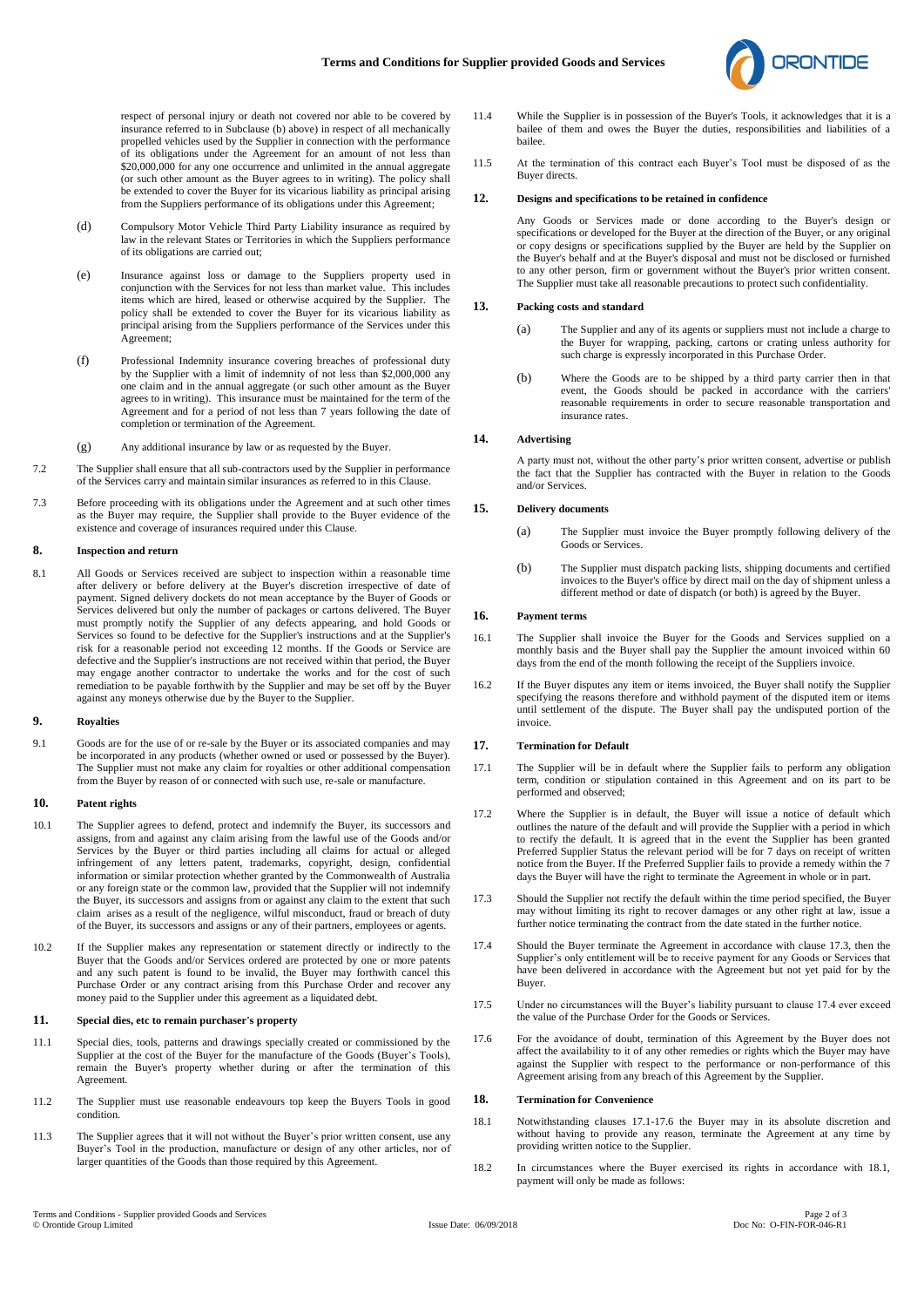respect of personal injury or death not covered nor able to be covered by insurance referred to in Subclause (b) above) in respect of all mechanically propelled vehicles used by the Supplier in connection with the performance of its obligations under the Agreement for an amount of not less than $20,000,000 for any one occurrence and unlimited in the annual aggregate (or such other amount as the Buyer agrees to in writing). The policy shall be extended to cover the Buyer for its vicarious liability as principal arising from the Suppliers performance of its obligations under this Agreement;

(d) Compulsory Motor Vehicle Third Party Liability insurance as required by law in the relevant States or Territories in which the Suppliers performance of its obligations are carried out;

(e) Insurance against loss or damage to the Suppliers property used in conjunction with the Services for not less than market value. This includes items which are hired, leased or otherwise acquired by the Supplier. The policy shall be extended to cover the Buyer for its vicarious liability as principal arising from the Suppliers performance of the Services under this Agreement;

(f) Professional Indemnity insurance covering breaches of professional duty by the Supplier with a limit of indemnity of not less than $2,000,000 any one claim and in the annual aggregate (or such other amount as the Buyer agrees to in writing). This insurance must be maintained for the term of the Agreement and for a period of not less than 7 years following the date of completion or termination of the Agreement.

(g) Any additional insurance by law or as requested by the Buyer.

7.2 The Supplier shall ensure that all sub-contractors used by the Supplier in performance of the Services carry and maintain similar insurances as referred to in this Clause.

7.3 Before proceeding with its obligations under the Agreement and at such other times as the Buyer may require, the Supplier shall provide to the Buyer evidence of the existence and coverage of insurances required under this Clause.

## 8. Inspection and return

8.1 All Goods or Services received are subject to inspection within a reasonable time after delivery or before delivery at the Buyer's discretion irrespective of date of payment. Signed delivery dockets do not mean acceptance by the Buyer of Goods or Services delivered but only the number of packages or cartons delivered. The Buyer must promptly notify the Supplier of any defects appearing, and hold Goods or Services so found to be defective for the Supplier's instructions and at the Supplier's risk for a reasonable period not exceeding 12 months. If the Goods or Service are defective and the Supplier's instructions are not received within that period, the Buyer may engage another contractor to undertake the works and the cost of such remediation to be payable forthwith by the Supplier and may be set off by the Buyer against any moneys otherwise due by the Buyer to the Supplier.

## 9. Royalties

9.1 Goods are for the use of or re-sale by the Buyer or its associated companies and may be incorporated in any products (whether owned or used or possessed by the Buyer). The Supplier must not make any claim for royalties or other additional compensation from the Buyer by reason of or connected with such use, re-sale or manufacture.

## 10. Patent rights

10.1 The Supplier agrees to defend, protect and indemnify the Buyer, its successors and assigns, from and against any claim arising from the lawful use of the Goods and/or Services by the Buyer or third parties including all claims for actual or alleged infringement of any letters patent, trademarks, copyright, design, confidential information or similar protection whether granted by the Commonwealth of Australia or any foreign state or the common law, provided that the Supplier will not indemnify the Buyer, its successors and assigns from or against any claim to the extent that such claim arises as a result of the negligence, wilful misconduct, fraud or breach of duty of the Buyer, its successors and assigns or any of their partners, employees or agents.

10.2 If the Supplier makes any representation or statement directly or indirectly to the Buyer that the Goods and/or Services ordered are protected by one or more patents and any such patent is found to be invalid, the Buyer may forthwith cancel this Purchase Order or any contract arising from this Purchase Order and recover any money paid to the Supplier under this agreement as a liquidated debt.

## 11. Special dies, etc to remain purchaser's property

11.1 Special dies, tools, patterns and drawings specially created or commissioned by the Supplier at the cost of the Buyer for the manufacture of the Goods (Buyer's Tools), remain the Buyer's property whether during or after the termination of this Agreement.

11.2 The Supplier must use reasonable endeavours top keep the Buyers Tools in good condition.

11.3 The Supplier agrees that it will not without the Buyer's prior written consent, use any Buyer's Tool in the production, manufacture or design of any other articles, nor of larger quantities of the Goods than those required by this Agreement.

11.4 While the Supplier is in possession of the Buyer's Tools, it acknowledges that it is a bailee of them and owes the Buyer the duties, responsibilities and liabilities of a bailee.

11.5 At the termination of this contract each Buyer's Tool must be disposed of as the Buyer directs.

## 12. Designs and specifications to be retained in confidence

Any Goods or Services made or done according to the Buyer's design or specifications or developed for the Buyer at the direction of the Buyer, or any original or copy designs or specifications supplied by the Buyer are held by the Supplier on the Buyer's behalf and at the Buyer's disposal and must not be disclosed or furnished to any other person, firm or government without the Buyer's prior written consent. The Supplier must take all reasonable precautions to protect such confidentiality.

## 13. Packing costs and standard

(a) The Supplier and any of its agents or suppliers must not include a charge to the Buyer for wrapping, packing, cartons or crating unless authority for such charge is expressly incorporated in this Purchase Order.

(b) Where the Goods are to be shipped by a third party carrier then in that event, the Goods should be packed in accordance with the carriers' reasonable requirements in order to secure reasonable transportation and insurance rates.

## 14. Advertising

A party must not, without the other party's prior written consent, advertise or publish the fact that the Supplier has contracted with the Buyer in relation to the Goods and/or Services.

## 15. Delivery documents

(a) The Supplier must invoice the Buyer promptly following delivery of the Goods or Services.

(b) The Supplier must dispatch packing lists, shipping documents and certified invoices to the Buyer's office by direct mail on the day of shipment unless a different method or date of dispatch (or both) is agreed by the Buyer.

## 16. Payment terms

16.1 The Supplier shall invoice the Buyer for the Goods and Services supplied on a monthly basis and the Buyer shall pay the Supplier the amount invoiced within 60 days from the end of the month following the receipt of the Suppliers invoice.

16.2 If the Buyer disputes any item or items invoiced, the Buyer shall notify the Supplier specifying the reasons therefore and withhold payment of the disputed item or items until settlement of the dispute. The Buyer shall pay the undisputed portion of the invoice.

## 17. Termination for Default

17.1 The Supplier will be in default where the Supplier fails to perform any obligation term, condition or stipulation contained in this Agreement and on its part to be performed and observed;

17.2 Where the Supplier is in default, the Buyer will issue a notice of default which outlines the nature of the default and will provide the Supplier with a period in which to rectify the default. It is agreed that in the event the Supplier has been granted Preferred Supplier Status the relevant period will be for 7 days on receipt of written notice from the Buyer. If the Preferred Supplier fails to provide a remedy within the 7 days the Buyer will have the right to terminate the Agreement in whole or in part.

17.3 Should the Supplier not rectify the default within the time period specified, the Buyer may without limiting its right to recover damages or any other right at law, issue a further notice terminating the contract from the date stated in the further notice.

17.4 Should the Buyer terminate the Agreement in accordance with clause 17.3, then the Supplier's only entitlement will be to receive payment for any Goods or Services that have been delivered in accordance with the Agreement but not yet paid for by the Buyer.

17.5 Under no circumstances will the Buyer's liability pursuant to clause 17.4 ever exceed the value of the Purchase Order for the Goods or Services.

17.6 For the avoidance of doubt, termination of this Agreement by the Buyer does not affect the availability to it of any other remedies or rights which the Buyer may have against the Supplier with respect to the performance or non-performance of this Agreement arising from any breach of this Agreement by the Supplier.

## 18. Termination for Convenience

18.1 Notwithstanding clauses 17.1-17.6 the Buyer may in its absolute discretion and without having to provide any reason, terminate the Agreement at any time by providing written notice to the Supplier.

18.2 In circumstances where the Buyer exercised its rights in accordance with 18.1, payment will only be made as follows: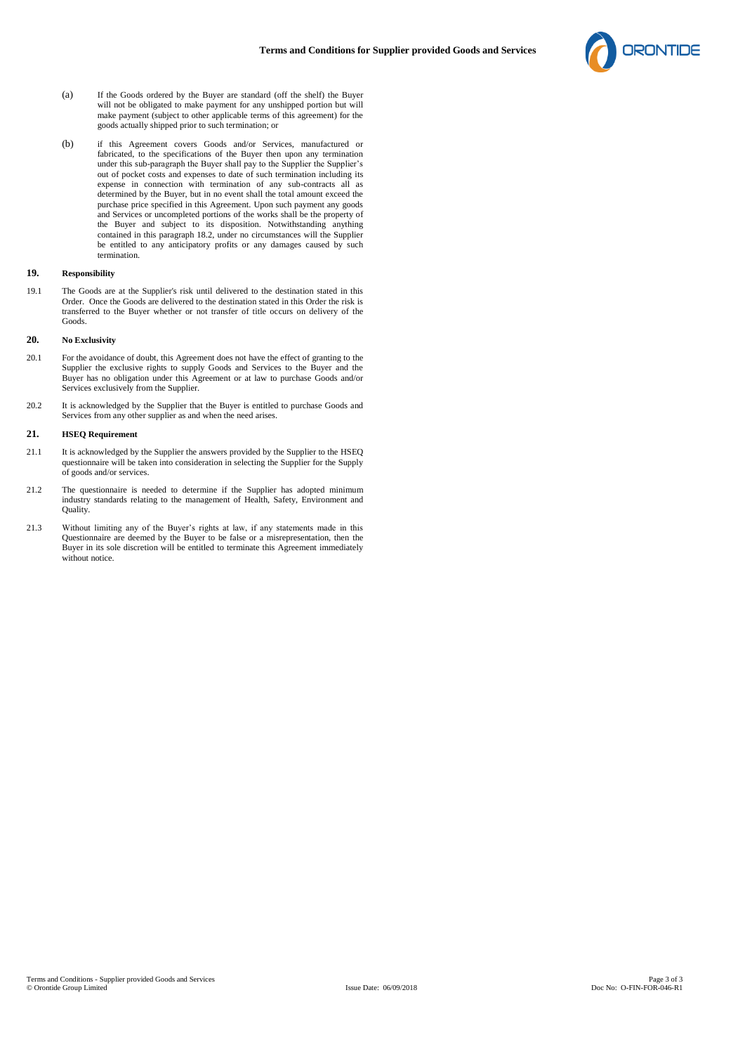(a) If the Goods ordered by the Buyer are standard (off the shelf) the Buyer will not be obligated to make payment for any unshipped portion but will make payment (subject to other applicable terms of this agreement) for the goods actually shipped prior to such termination; or

(b) if this Agreement covers Goods and/or Services, manufactured or fabricated, to the specifications of the Buyer then upon any termination under this sub-paragraph the Buyer shall pay to the Supplier the Supplier's out of pocket costs and expenses to date of such termination including its expense in connection with termination of any sub-contracts all as determined by the Buyer, but in no event shall the total amount exceed the purchase price specified in this Agreement. Upon such payment any goods and Services or uncompleted portions of the works shall be the property of the Buyer and subject to its disposition. Notwithstanding anything contained in this paragraph 18.2, under no circumstances will the Supplier be entitled to any anticipatory profits or any damages caused by such termination.

## 19. Responsibility

19.1 The Goods are at the Supplier's risk until delivered to the destination stated in this Order. Once the Goods are delivered to the destination stated in this Order the risk is transferred to the Buyer whether or not transfer of title occurs on delivery of the Goods.

## 20. No Exclusivity

20.1 For the avoidance of doubt, this Agreement does not have the effect of granting to the Supplier the exclusive rights to supply Goods and Services to the Buyer and the Buyer has no obligation under this Agreement or at law to purchase Goods and/or Services exclusively from the Supplier.

20.2 It is acknowledged by the Supplier that the Buyer is entitled to purchase Goods and Services from any other supplier as and when the need arises.

## 21. HSEQ Requirement

21.1 It is acknowledged by the Supplier the answers provided by the Supplier to the HSEQ questionnaire will be taken into consideration in selecting the Supplier for the Supply of goods and/or services.

21.2 The questionnaire is needed to determine if the Supplier has adopted minimum industry standards relating to the management of Health, Safety, Environment and Quality.

21.3 Without limiting any of the Buyer's rights at law, if any statements made in this Questionnaire are deemed by the Buyer to be false or a misrepresentation, then the Buyer in its sole discretion will be entitled to terminate this Agreement immediately without notice.